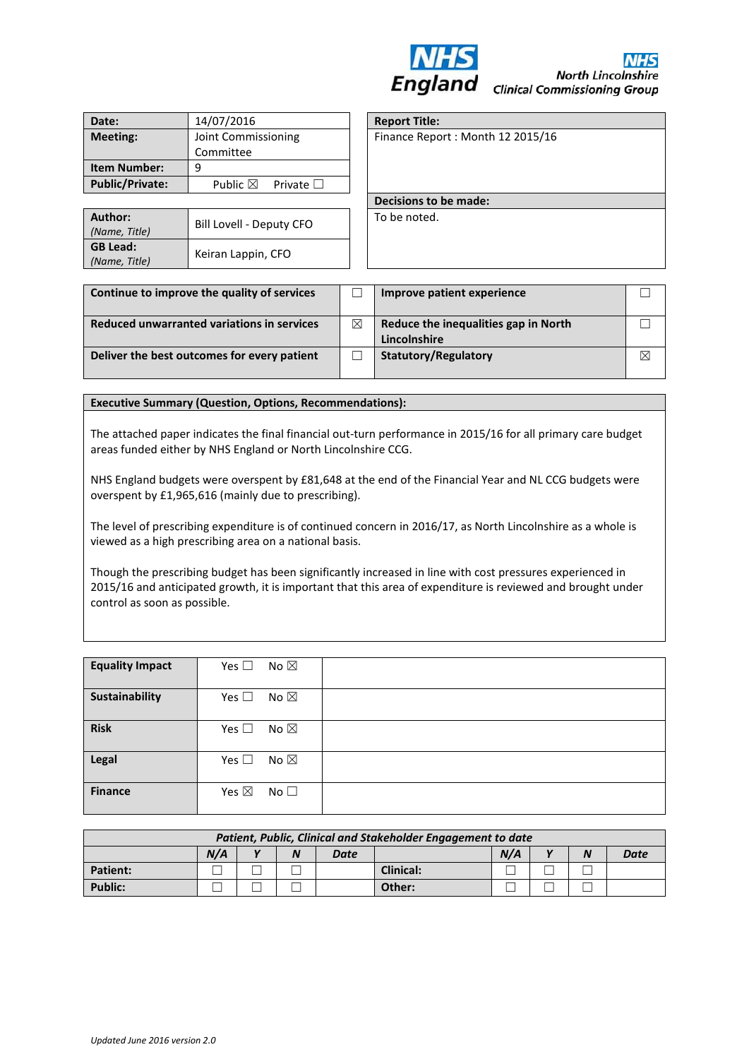NHS England

North Lincolnshire Clinical Commissioning Group

| Date: | 14/07/2016 |
|---|---|
| Meeting: | Joint Commissioning Committee |
| Item Number: | 9 |
| Public/Private: | Public ☒ Private ☐ |

| Author: *(Name, Title)* | Bill Lovell - Deputy CFO |
|---|---|
| GB Lead: *(Name, Title)* | Keiran Lappin, CFO |

| Report Title: |
|---|
| Finance Report : Month 12 2015/16 |
| **Decisions to be made:** |
| To be noted. |

| Continue to improve the quality of services | ☐ | Improve patient experience | ☐ |
|---|---|---|---|
| Reduced unwarranted variations in services | ☒ | Reduce the inequalities gap in North Lincolnshire | ☐ |
| Deliver the best outcomes for every patient | ☐ | Statutory/Regulatory | ☒ |

**Executive Summary (Question, Options, Recommendations):**

The attached paper indicates the final financial out-turn performance in 2015/16 for all primary care budget areas funded either by NHS England or North Lincolnshire CCG.

NHS England budgets were overspent by £81,648 at the end of the Financial Year and NL CCG budgets were overspent by £1,965,616 (mainly due to prescribing).

The level of prescribing expenditure is of continued concern in 2016/17, as North Lincolnshire as a whole is viewed as a high prescribing area on a national basis.

Though the prescribing budget has been significantly increased in line with cost pressures experienced in 2015/16 and anticipated growth, it is important that this area of expenditure is reviewed and brought under control as soon as possible.

| Equality Impact | Yes ☐ No ☒ | |
|---|---|---|
| Sustainability | Yes ☐ No ☒ | |
| Risk | Yes ☐ No ☒ | |
| Legal | Yes ☐ No ☒ | |
| Finance | Yes ☒ No ☐ | |

| *Patient, Public, Clinical and Stakeholder Engagement to date* | | | | | | | | | |
|---|---|---|---|---|---|---|---|---|---|
| | *N/A* | *Y* | *N* | *Date* | | *N/A* | *Y* | *N* | *Date* |
| Patient: | ☐ | ☐ | ☐ | | Clinical: | ☐ | ☐ | ☐ | |
| Public: | ☐ | ☐ | ☐ | | Other: | ☐ | ☐ | ☐ | |

*Updated June 2016 version 2.0*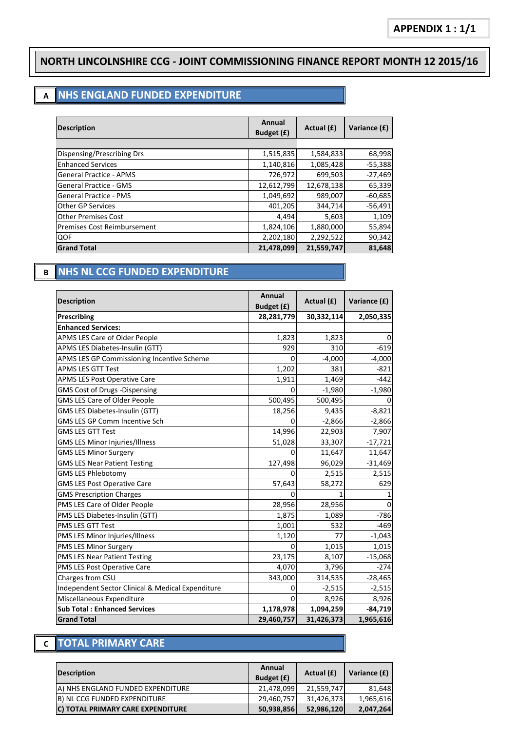**APPENDIX 1 : 1/1**

# NORTH LINCOLNSHIRE CCG - JOINT COMMISSIONING FINANCE REPORT MONTH 12 2015/16

## A NHS ENGLAND FUNDED EXPENDITURE

| Description | Annual Budget (£) | Actual (£) | Variance (£) |
|---|---|---|---|
| Dispensing/Prescribing Drs | 1,515,835 | 1,584,833 | 68,998 |
| Enhanced Services | 1,140,816 | 1,085,428 | -55,388 |
| General Practice - APMS | 726,972 | 699,503 | -27,469 |
| General Practice - GMS | 12,612,799 | 12,678,138 | 65,339 |
| General Practice - PMS | 1,049,692 | 989,007 | -60,685 |
| Other GP Services | 401,205 | 344,714 | -56,491 |
| Other Premises Cost | 4,494 | 5,603 | 1,109 |
| Premises Cost Reimbursement | 1,824,106 | 1,880,000 | 55,894 |
| QOF | 2,202,180 | 2,292,522 | 90,342 |
| **Grand Total** | **21,478,099** | **21,559,747** | **81,648** |

## B NHS NL CCG FUNDED EXPENDITURE

| Description | Annual Budget (£) | Actual (£) | Variance (£) |
|---|---|---|---|
| **Prescribing** | **28,281,779** | **30,332,114** | **2,050,335** |
| **Enhanced Services:** | | | |
| APMS LES Care of Older People | 1,823 | 1,823 | 0 |
| APMS LES Diabetes-Insulin (GTT) | 929 | 310 | -619 |
| APMS LES GP Commissioning Incentive Scheme | 0 | -4,000 | -4,000 |
| APMS LES GTT Test | 1,202 | 381 | -821 |
| APMS LES Post Operative Care | 1,911 | 1,469 | -442 |
| GMS Cost of Drugs -Dispensing | 0 | -1,980 | -1,980 |
| GMS LES Care of Older People | 500,495 | 500,495 | 0 |
| GMS LES Diabetes-Insulin (GTT) | 18,256 | 9,435 | -8,821 |
| GMS LES GP Comm Incentive Sch | 0 | -2,866 | -2,866 |
| GMS LES GTT Test | 14,996 | 22,903 | 7,907 |
| GMS LES Minor Injuries/Illness | 51,028 | 33,307 | -17,721 |
| GMS LES Minor Surgery | 0 | 11,647 | 11,647 |
| GMS LES Near Patient Testing | 127,498 | 96,029 | -31,469 |
| GMS LES Phlebotomy | 0 | 2,515 | 2,515 |
| GMS LES Post Operative Care | 57,643 | 58,272 | 629 |
| GMS Prescription Charges | 0 | 1 | 1 |
| PMS LES Care of Older People | 28,956 | 28,956 | 0 |
| PMS LES Diabetes-Insulin (GTT) | 1,875 | 1,089 | -786 |
| PMS LES GTT Test | 1,001 | 532 | -469 |
| PMS LES Minor Injuries/Illness | 1,120 | 77 | -1,043 |
| PMS LES Minor Surgery | 0 | 1,015 | 1,015 |
| PMS LES Near Patient Testing | 23,175 | 8,107 | -15,068 |
| PMS LES Post Operative Care | 4,070 | 3,796 | -274 |
| Charges from CSU | 343,000 | 314,535 | -28,465 |
| Independent Sector Clinical & Medical Expenditure | 0 | -2,515 | -2,515 |
| Miscellaneous Expenditure | 0 | 8,926 | 8,926 |
| **Sub Total : Enhanced Services** | **1,178,978** | **1,094,259** | **-84,719** |
| **Grand Total** | **29,460,757** | **31,426,373** | **1,965,616** |

## C TOTAL PRIMARY CARE

| Description | Annual Budget (£) | Actual (£) | Variance (£) |
|---|---|---|---|
| A) NHS ENGLAND FUNDED EXPENDITURE | 21,478,099 | 21,559,747 | 81,648 |
| B) NL CCG FUNDED EXPENDITURE | 29,460,757 | 31,426,373 | 1,965,616 |
| **C) TOTAL PRIMARY CARE EXPENDITURE** | **50,938,856** | **52,986,120** | **2,047,264** |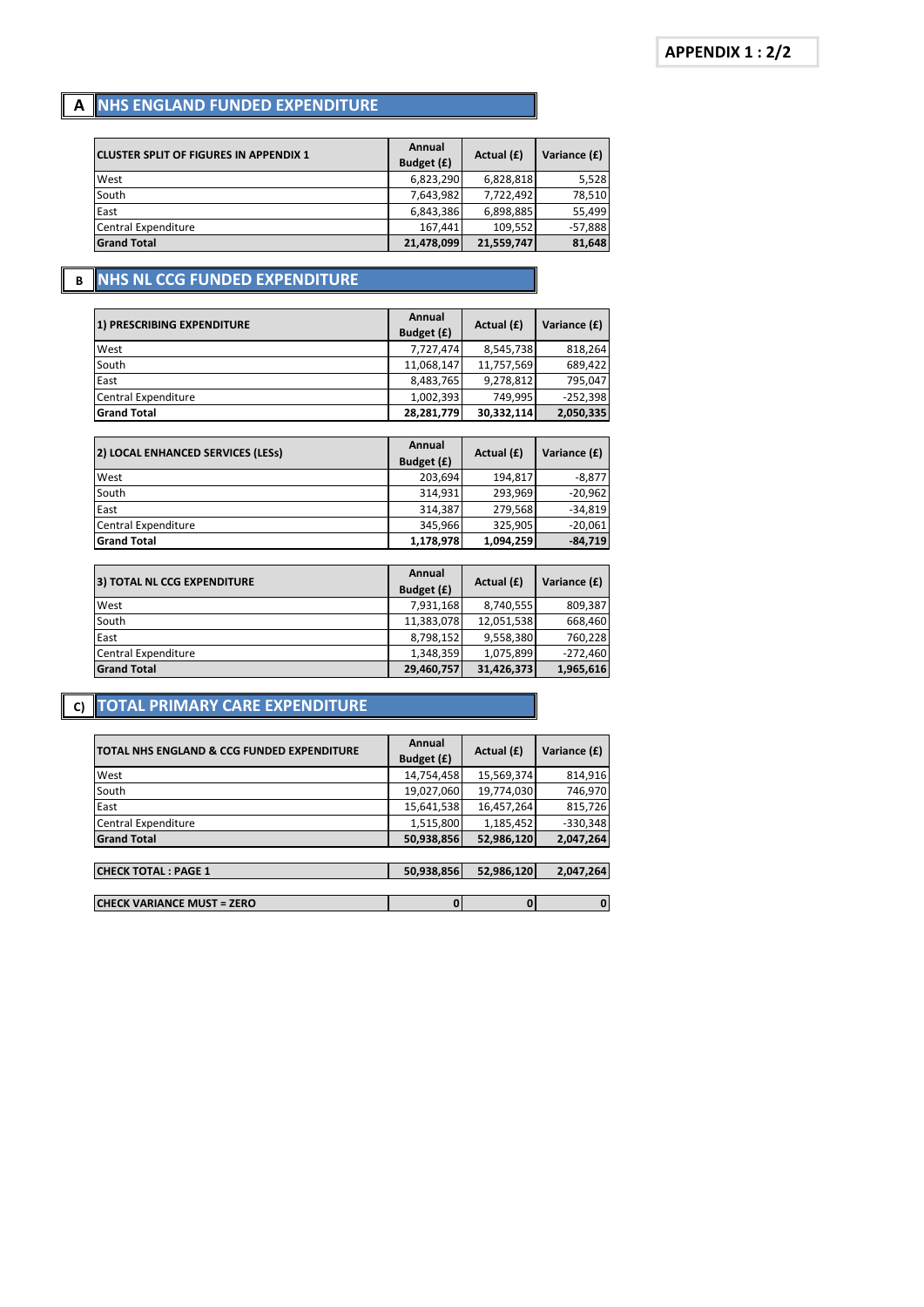APPENDIX 1 : 2/2

## A NHS ENGLAND FUNDED EXPENDITURE

| CLUSTER SPLIT OF FIGURES IN APPENDIX 1 | Annual Budget (£) | Actual (£) | Variance (£) |
|---|---|---|---|
| West | 6,823,290 | 6,828,818 | 5,528 |
| South | 7,643,982 | 7,722,492 | 78,510 |
| East | 6,843,386 | 6,898,885 | 55,499 |
| Central Expenditure | 167,441 | 109,552 | -57,888 |
| **Grand Total** | **21,478,099** | **21,559,747** | **81,648** |

## B NHS NL CCG FUNDED EXPENDITURE

| 1) PRESCRIBING EXPENDITURE | Annual Budget (£) | Actual (£) | Variance (£) |
|---|---|---|---|
| West | 7,727,474 | 8,545,738 | 818,264 |
| South | 11,068,147 | 11,757,569 | 689,422 |
| East | 8,483,765 | 9,278,812 | 795,047 |
| Central Expenditure | 1,002,393 | 749,995 | -252,398 |
| **Grand Total** | **28,281,779** | **30,332,114** | **2,050,335** |

| 2) LOCAL ENHANCED SERVICES (LESs) | Annual Budget (£) | Actual (£) | Variance (£) |
|---|---|---|---|
| West | 203,694 | 194,817 | -8,877 |
| South | 314,931 | 293,969 | -20,962 |
| East | 314,387 | 279,568 | -34,819 |
| Central Expenditure | 345,966 | 325,905 | -20,061 |
| **Grand Total** | **1,178,978** | **1,094,259** | **-84,719** |

| 3) TOTAL NL CCG EXPENDITURE | Annual Budget (£) | Actual (£) | Variance (£) |
|---|---|---|---|
| West | 7,931,168 | 8,740,555 | 809,387 |
| South | 11,383,078 | 12,051,538 | 668,460 |
| East | 8,798,152 | 9,558,380 | 760,228 |
| Central Expenditure | 1,348,359 | 1,075,899 | -272,460 |
| **Grand Total** | **29,460,757** | **31,426,373** | **1,965,616** |

## C) TOTAL PRIMARY CARE EXPENDITURE

| TOTAL NHS ENGLAND & CCG FUNDED EXPENDITURE | Annual Budget (£) | Actual (£) | Variance (£) |
|---|---|---|---|
| West | 14,754,458 | 15,569,374 | 814,916 |
| South | 19,027,060 | 19,774,030 | 746,970 |
| East | 15,641,538 | 16,457,264 | 815,726 |
| Central Expenditure | 1,515,800 | 1,185,452 | -330,348 |
| **Grand Total** | **50,938,856** | **52,986,120** | **2,047,264** |
| **CHECK TOTAL : PAGE 1** | **50,938,856** | **52,986,120** | **2,047,264** |
| **CHECK VARIANCE MUST = ZERO** | **0** | **0** | **0** |